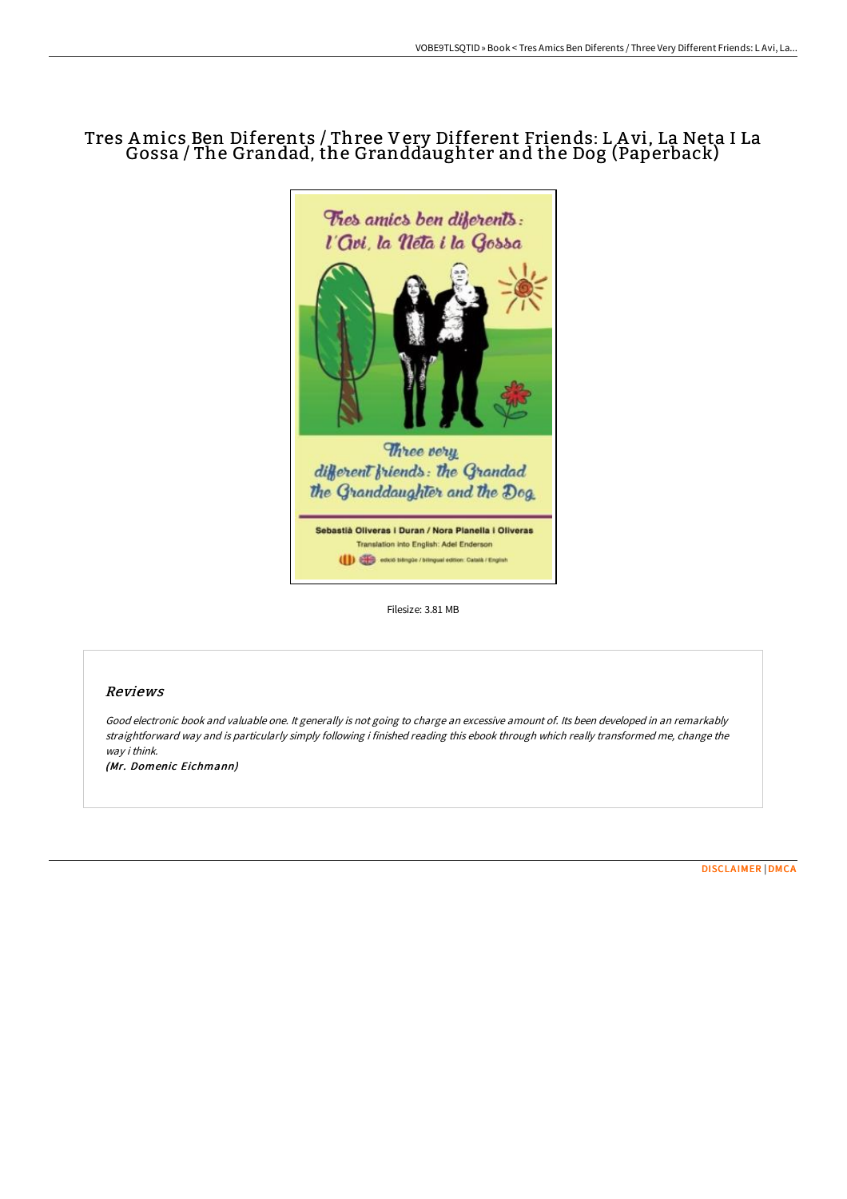# Tres Amics Ben Diferents / Three Very Different Friends: L Avi, La Neta I La Gossa / The Grandad, the Granddaughter and the Dog (Paperback)

Filesize: 3.81 MB

## Reviews

*Good electronic book and valuable one. It generally is not going to charge an excessive amount of. Its been developed in an remarkably straightforward way and is particularly simply following i finished reading this ebook through which really transformed me, change the way i think.*

*(Mr. Domenic Eichmann)*

DISCLAIMER | DMCA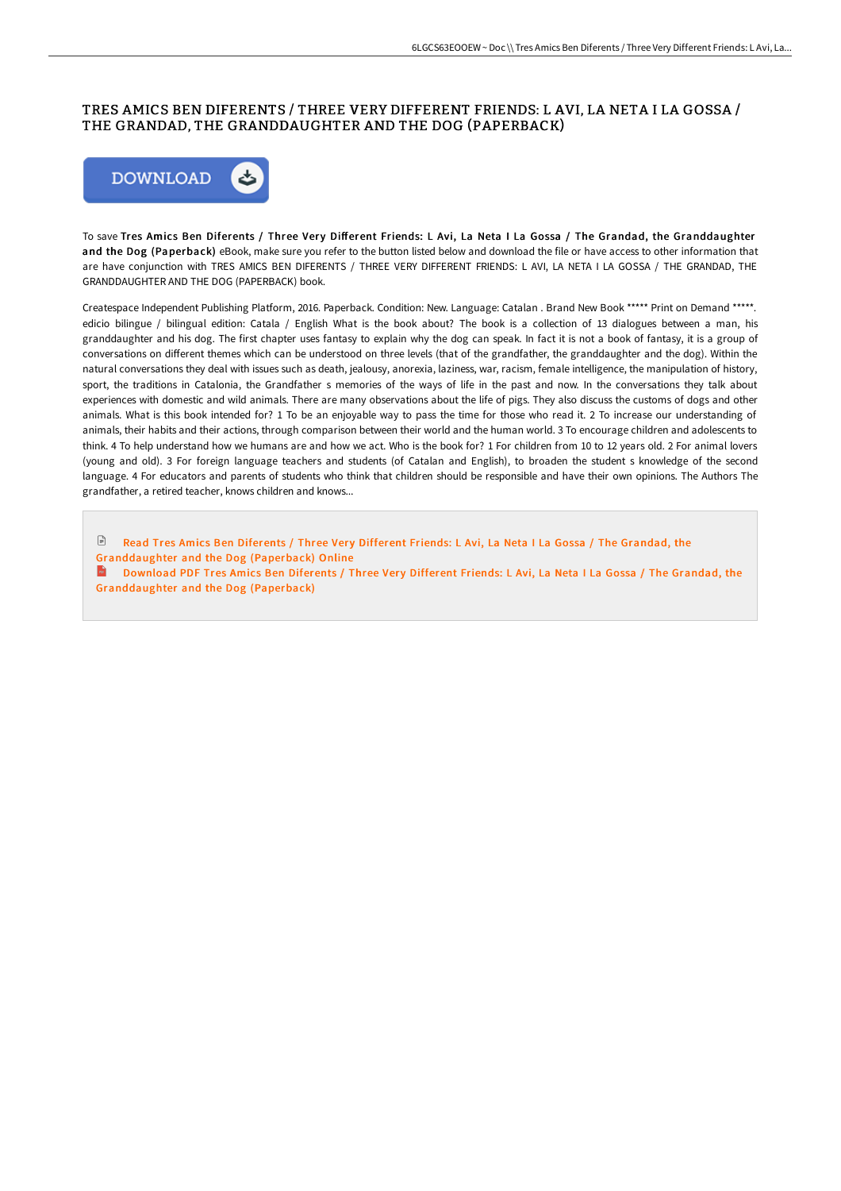# TRES AMICS BEN DIFERENTS / THREE VERY DIFFERENT FRIENDS: L AVI, LA NETA I LA GOSSA / THE GRANDAD, THE GRANDDAUGHTER AND THE DOG (PAPERBACK)

DOWNLOAD

To save **Tres Amics Ben Diferents / Three Very Different Friends: L Avi, La Neta I La Gossa / The Grandad, the Granddaughter and the Dog (Paperback)** eBook, make sure you refer to the button listed below and download the file or have access to other information that are have conjunction with TRES AMICS BEN DIFERENTS / THREE VERY DIFFERENT FRIENDS: L AVI, LA NETA I LA GOSSA / THE GRANDAD, THE GRANDDAUGHTER AND THE DOG (PAPERBACK) book.

Createspace Independent Publishing Platform, 2016. Paperback. Condition: New. Language: Catalan . Brand New Book ***** Print on Demand *****. edicio bilingue / bilingual edition: Catala / English What is the book about? The book is a collection of 13 dialogues between a man, his granddaughter and his dog. The first chapter uses fantasy to explain why the dog can speak. In fact it is not a book of fantasy, it is a group of conversations on different themes which can be understood on three levels (that of the grandfather, the granddaughter and the dog). Within the natural conversations they deal with issues such as death, jealousy, anorexia, laziness, war, racism, female intelligence, the manipulation of history, sport, the traditions in Catalonia, the Grandfather s memories of the ways of life in the past and now. In the conversations they talk about experiences with domestic and wild animals. There are many observations about the life of pigs. They also discuss the customs of dogs and other animals. What is this book intended for? 1 To be an enjoyable way to pass the time for those who read it. 2 To increase our understanding of animals, their habits and their actions, through comparison between their world and the human world. 3 To encourage children and adolescents to think. 4 To help understand how we humans are and how we act. Who is the book for? 1 For children from 10 to 12 years old. 2 For animal lovers (young and old). 3 For foreign language teachers and students (of Catalan and English), to broaden the student s knowledge of the second language. 4 For educators and parents of students who think that children should be responsible and have their own opinions. The Authors The grandfather, a retired teacher, knows children and knows...

Read Tres Amics Ben Diferents / Three Very Different Friends: L Avi, La Neta I La Gossa / The Grandad, the Granddaughter and the Dog (Paperback) Online

Download PDF Tres Amics Ben Diferents / Three Very Different Friends: L Avi, La Neta I La Gossa / The Grandad, the Granddaughter and the Dog (Paperback)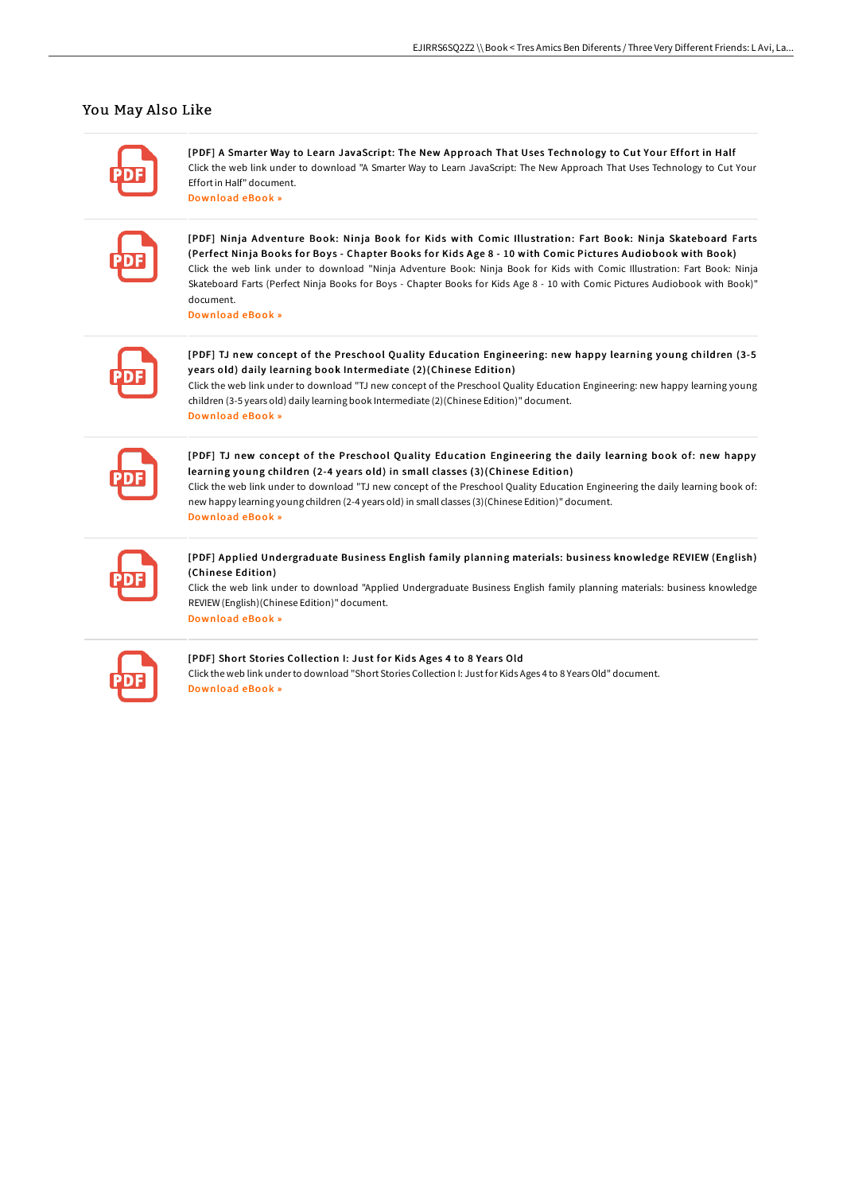## You May Also Like

[PDF] A Smarter Way to Learn JavaScript: The New Approach That Uses Technology to Cut Your Effort in Half

Click the web link under to download "A Smarter Way to Learn JavaScript: The New Approach That Uses Technology to Cut Your Effort in Half" document.

Download eBook »

[PDF] Ninja Adventure Book: Ninja Book for Kids with Comic Illustration: Fart Book: Ninja Skateboard Farts (Perfect Ninja Books for Boys - Chapter Books for Kids Age 8 - 10 with Comic Pictures Audiobook with Book)

Click the web link under to download "Ninja Adventure Book: Ninja Book for Kids with Comic Illustration: Fart Book: Ninja Skateboard Farts (Perfect Ninja Books for Boys - Chapter Books for Kids Age 8 - 10 with Comic Pictures Audiobook with Book)" document.

Download eBook »

[PDF] TJ new concept of the Preschool Quality Education Engineering: new happy learning young children (3-5 years old) daily learning book Intermediate (2)(Chinese Edition)

Click the web link under to download "TJ new concept of the Preschool Quality Education Engineering: new happy learning young children (3-5 years old) daily learning book Intermediate (2)(Chinese Edition)" document.

Download eBook »

[PDF] TJ new concept of the Preschool Quality Education Engineering the daily learning book of: new happy learning young children (2-4 years old) in small classes (3)(Chinese Edition)

Click the web link under to download "TJ new concept of the Preschool Quality Education Engineering the daily learning book of: new happy learning young children (2-4 years old) in small classes (3)(Chinese Edition)" document.

Download eBook »

[PDF] Applied Undergraduate Business English family planning materials: business knowledge REVIEW (English)(Chinese Edition)

Click the web link under to download "Applied Undergraduate Business English family planning materials: business knowledge REVIEW (English)(Chinese Edition)" document.

Download eBook »

[PDF] Short Stories Collection I: Just for Kids Ages 4 to 8 Years Old

Click the web link under to download "Short Stories Collection I: Just for Kids Ages 4 to 8 Years Old" document.

Download eBook »